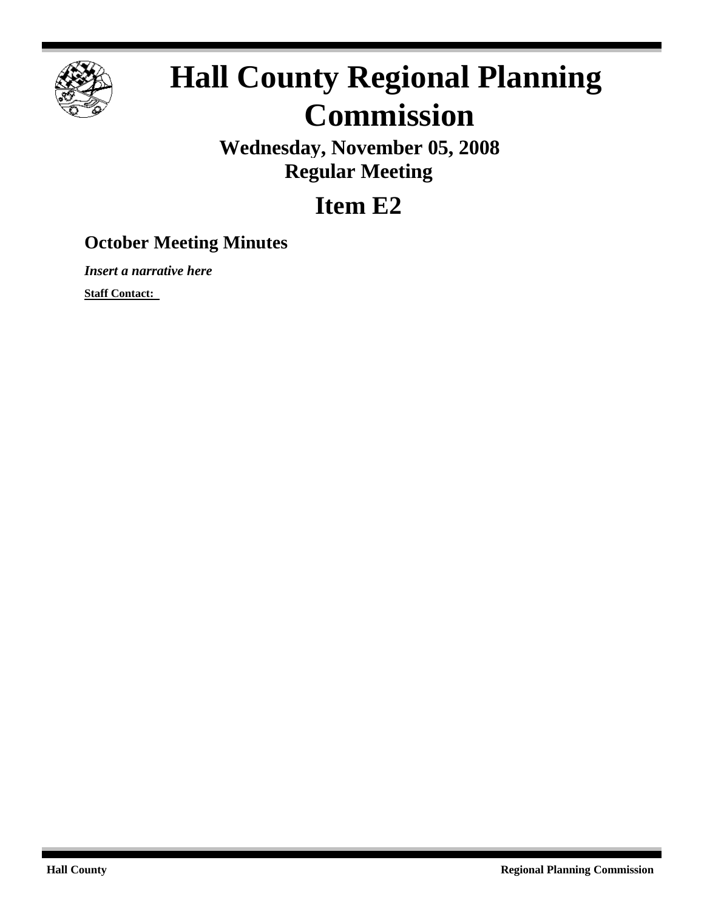# Hall County Regional Planning Commission

## Wednesday, November 05, 2008
## Regular Meeting

# Item E2

### October Meeting Minutes

***Insert a narrative here***

**Staff Contact:**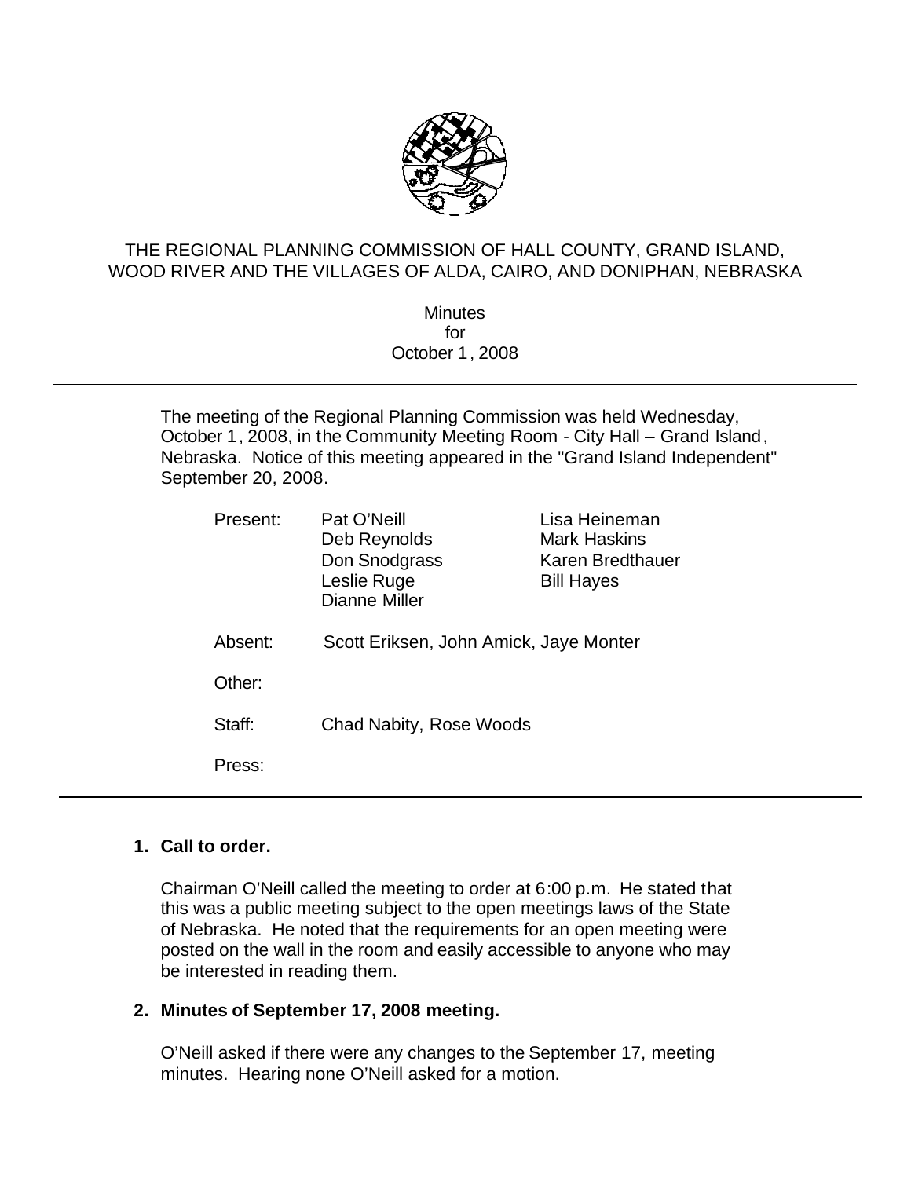THE REGIONAL PLANNING COMMISSION OF HALL COUNTY, GRAND ISLAND, WOOD RIVER AND THE VILLAGES OF ALDA, CAIRO, AND DONIPHAN, NEBRASKA

Minutes
for
October 1, 2008

---

The meeting of the Regional Planning Commission was held Wednesday, October 1, 2008, in the Community Meeting Room - City Hall – Grand Island, Nebraska. Notice of this meeting appeared in the "Grand Island Independent" September 20, 2008.

| | | |
|---|---|---|
| Present: | Pat O'Neill | Lisa Heineman |
| | Deb Reynolds | Mark Haskins |
| | Don Snodgrass | Karen Bredthauer |
| | Leslie Ruge | Bill Hayes |
| | Dianne Miller | |
| Absent: | Scott Eriksen, John Amick, Jaye Monter | |
| Other: | | |
| Staff: | Chad Nabity, Rose Woods | |
| Press: | | |

---

**1. Call to order.**

Chairman O'Neill called the meeting to order at 6:00 p.m. He stated that this was a public meeting subject to the open meetings laws of the State of Nebraska. He noted that the requirements for an open meeting were posted on the wall in the room and easily accessible to anyone who may be interested in reading them.

**2. Minutes of September 17, 2008 meeting.**

O'Neill asked if there were any changes to the September 17, meeting minutes. Hearing none O'Neill asked for a motion.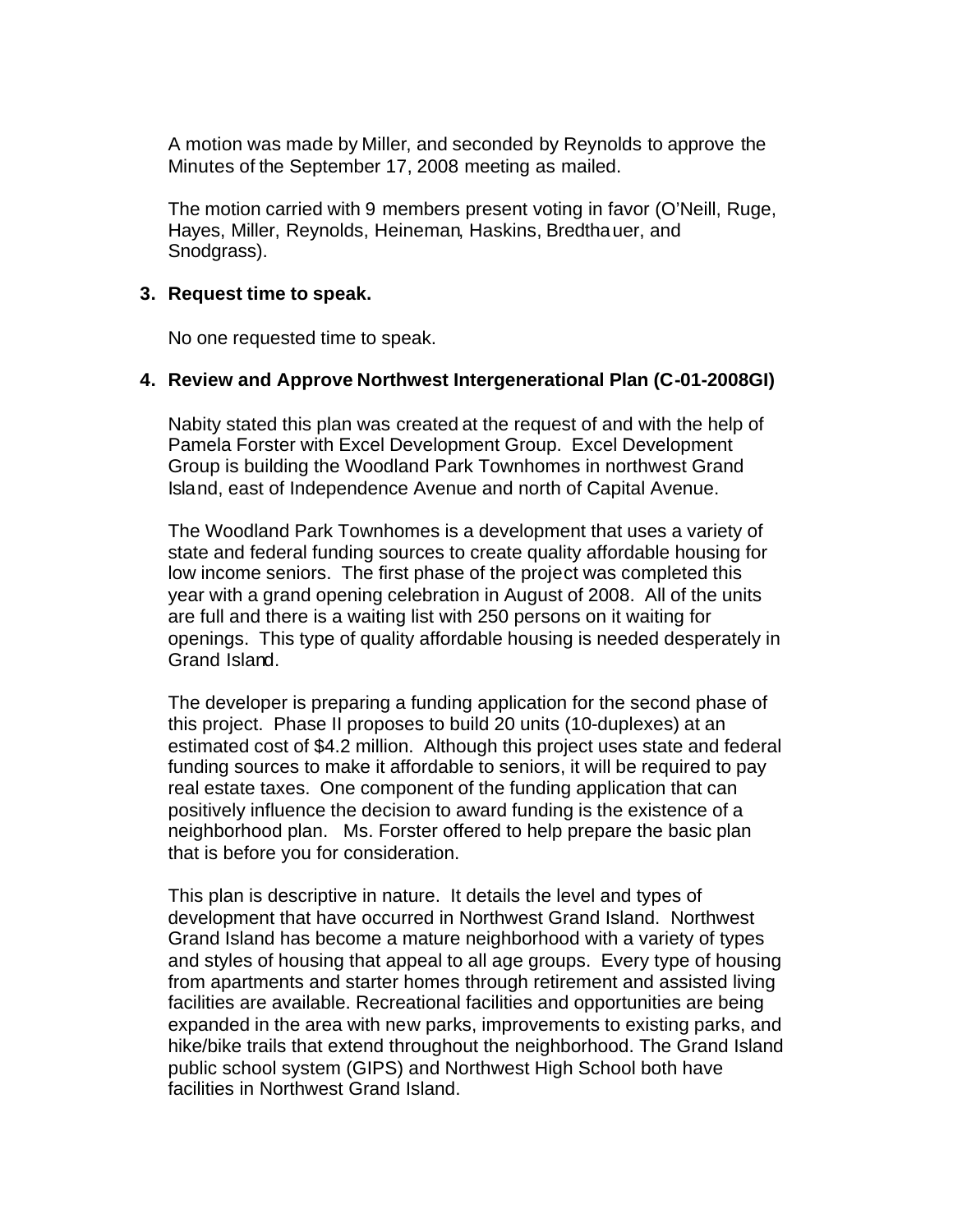A motion was made by Miller, and seconded by Reynolds to approve the Minutes of the September 17, 2008 meeting as mailed.

The motion carried with 9 members present voting in favor (O'Neill, Ruge, Hayes, Miller, Reynolds, Heineman, Haskins, Bredthauer, and Snodgrass).

**3. Request time to speak.**

No one requested time to speak.

**4. Review and Approve Northwest Intergenerational Plan (C-01-2008GI)**

Nabity stated this plan was created at the request of and with the help of Pamela Forster with Excel Development Group. Excel Development Group is building the Woodland Park Townhomes in northwest Grand Island, east of Independence Avenue and north of Capital Avenue.

The Woodland Park Townhomes is a development that uses a variety of state and federal funding sources to create quality affordable housing for low income seniors. The first phase of the project was completed this year with a grand opening celebration in August of 2008. All of the units are full and there is a waiting list with 250 persons on it waiting for openings. This type of quality affordable housing is needed desperately in Grand Island.

The developer is preparing a funding application for the second phase of this project. Phase II proposes to build 20 units (10-duplexes) at an estimated cost of $4.2 million. Although this project uses state and federal funding sources to make it affordable to seniors, it will be required to pay real estate taxes. One component of the funding application that can positively influence the decision to award funding is the existence of a neighborhood plan. Ms. Forster offered to help prepare the basic plan that is before you for consideration.

This plan is descriptive in nature. It details the level and types of development that have occurred in Northwest Grand Island. Northwest Grand Island has become a mature neighborhood with a variety of types and styles of housing that appeal to all age groups. Every type of housing from apartments and starter homes through retirement and assisted living facilities are available. Recreational facilities and opportunities are being expanded in the area with new parks, improvements to existing parks, and hike/bike trails that extend throughout the neighborhood. The Grand Island public school system (GIPS) and Northwest High School both have facilities in Northwest Grand Island.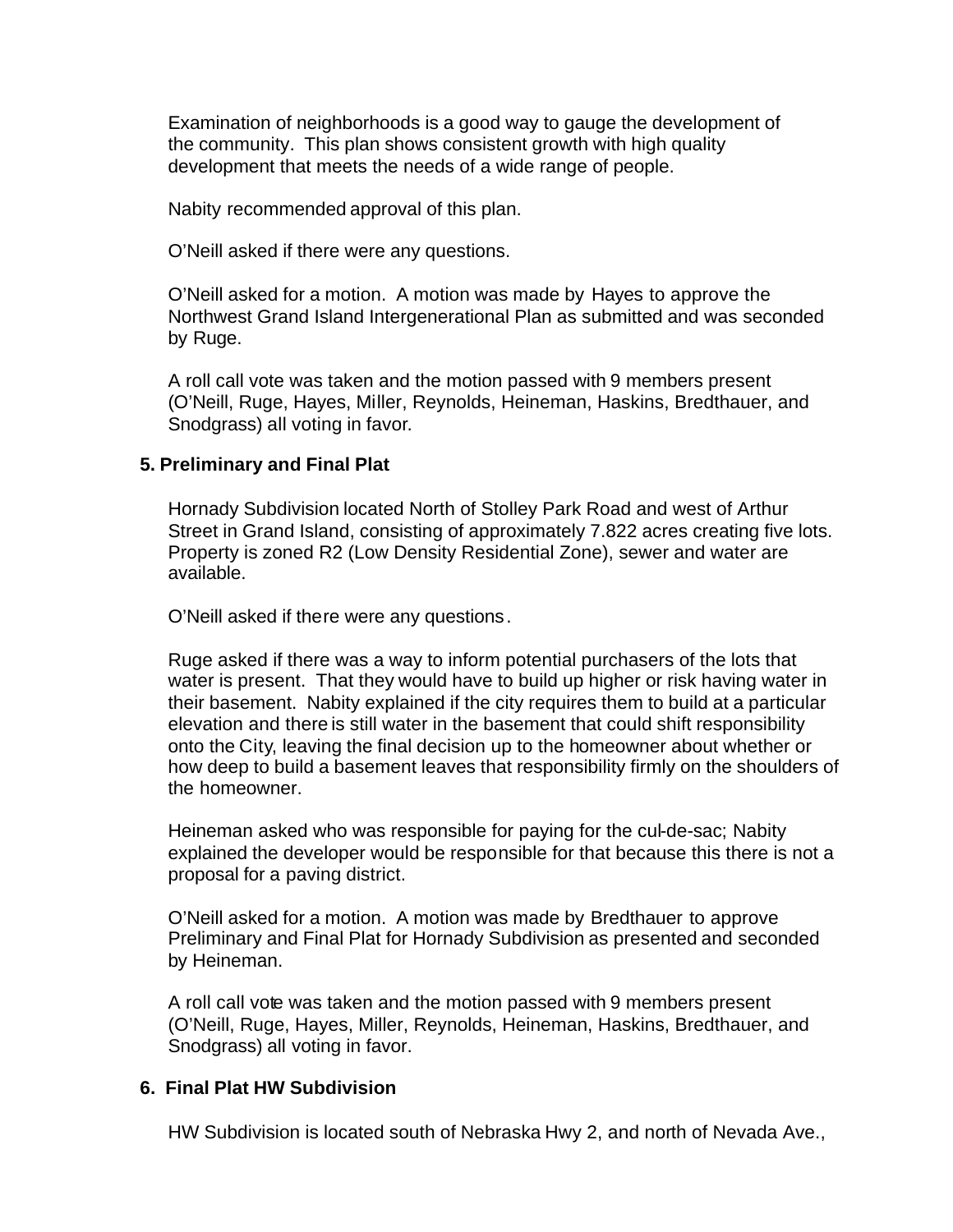Examination of neighborhoods is a good way to gauge the development of the community. This plan shows consistent growth with high quality development that meets the needs of a wide range of people.

Nabity recommended approval of this plan.

O'Neill asked if there were any questions.

O'Neill asked for a motion. A motion was made by Hayes to approve the Northwest Grand Island Intergenerational Plan as submitted and was seconded by Ruge.

A roll call vote was taken and the motion passed with 9 members present (O'Neill, Ruge, Hayes, Miller, Reynolds, Heineman, Haskins, Bredthauer, and Snodgrass) all voting in favor.

**5. Preliminary and Final Plat**

Hornady Subdivision located North of Stolley Park Road and west of Arthur Street in Grand Island, consisting of approximately 7.822 acres creating five lots. Property is zoned R2 (Low Density Residential Zone), sewer and water are available.

O'Neill asked if there were any questions.

Ruge asked if there was a way to inform potential purchasers of the lots that water is present. That they would have to build up higher or risk having water in their basement. Nabity explained if the city requires them to build at a particular elevation and there is still water in the basement that could shift responsibility onto the City, leaving the final decision up to the homeowner about whether or how deep to build a basement leaves that responsibility firmly on the shoulders of the homeowner.

Heineman asked who was responsible for paying for the cul-de-sac; Nabity explained the developer would be responsible for that because this there is not a proposal for a paving district.

O'Neill asked for a motion. A motion was made by Bredthauer to approve Preliminary and Final Plat for Hornady Subdivision as presented and seconded by Heineman.

A roll call vote was taken and the motion passed with 9 members present (O'Neill, Ruge, Hayes, Miller, Reynolds, Heineman, Haskins, Bredthauer, and Snodgrass) all voting in favor.

**6. Final Plat HW Subdivision**

HW Subdivision is located south of Nebraska Hwy 2, and north of Nevada Ave.,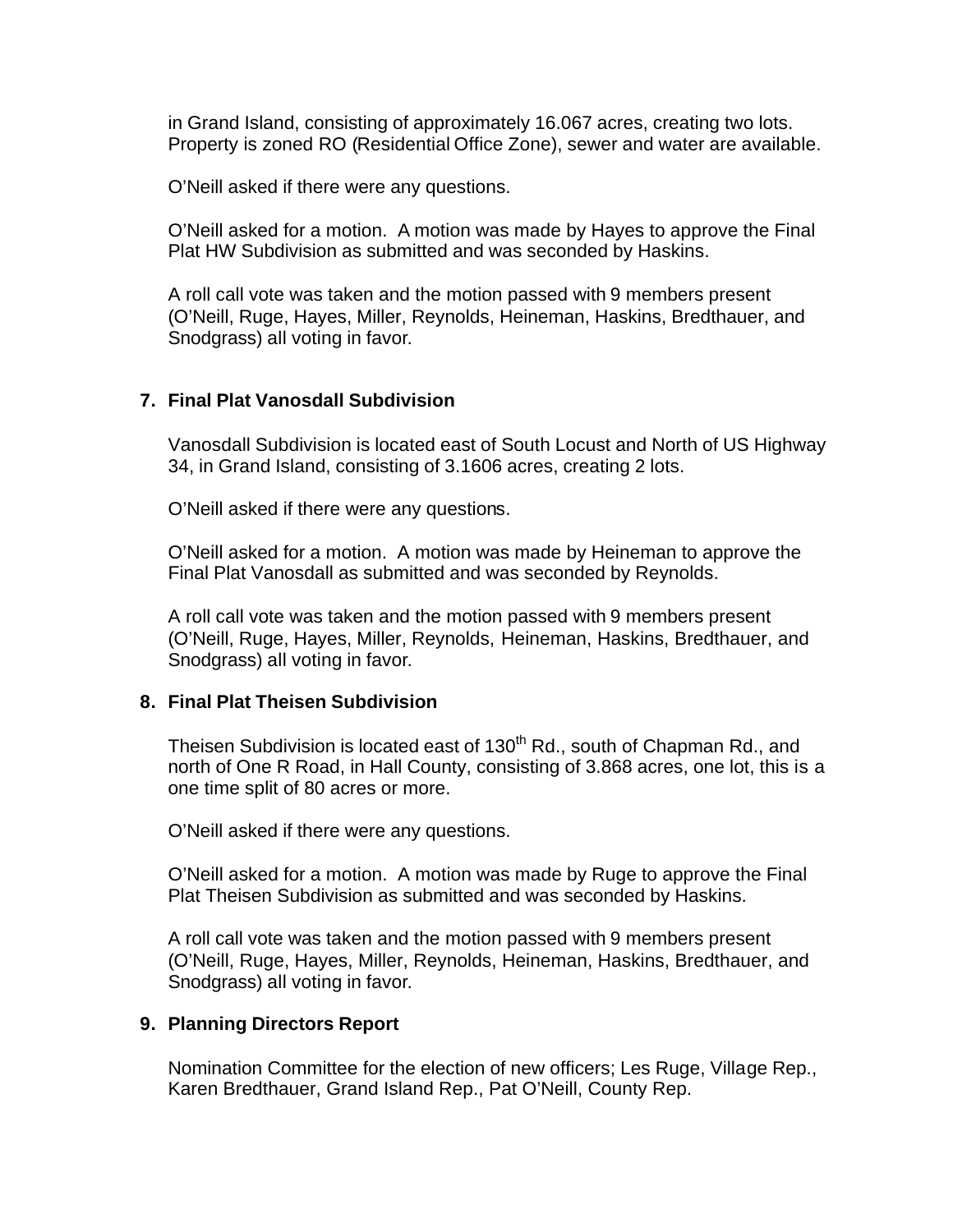in Grand Island, consisting of approximately 16.067 acres, creating two lots. Property is zoned RO (Residential Office Zone), sewer and water are available.

O'Neill asked if there were any questions.

O'Neill asked for a motion. A motion was made by Hayes to approve the Final Plat HW Subdivision as submitted and was seconded by Haskins.

A roll call vote was taken and the motion passed with 9 members present (O'Neill, Ruge, Hayes, Miller, Reynolds, Heineman, Haskins, Bredthauer, and Snodgrass) all voting in favor.

**7. Final Plat Vanosdall Subdivision**

Vanosdall Subdivision is located east of South Locust and North of US Highway 34, in Grand Island, consisting of 3.1606 acres, creating 2 lots.

O'Neill asked if there were any questions.

O'Neill asked for a motion. A motion was made by Heineman to approve the Final Plat Vanosdall as submitted and was seconded by Reynolds.

A roll call vote was taken and the motion passed with 9 members present (O'Neill, Ruge, Hayes, Miller, Reynolds, Heineman, Haskins, Bredthauer, and Snodgrass) all voting in favor.

**8. Final Plat Theisen Subdivision**

Theisen Subdivision is located east of 130th Rd., south of Chapman Rd., and north of One R Road, in Hall County, consisting of 3.868 acres, one lot, this is a one time split of 80 acres or more.

O'Neill asked if there were any questions.

O'Neill asked for a motion. A motion was made by Ruge to approve the Final Plat Theisen Subdivision as submitted and was seconded by Haskins.

A roll call vote was taken and the motion passed with 9 members present (O'Neill, Ruge, Hayes, Miller, Reynolds, Heineman, Haskins, Bredthauer, and Snodgrass) all voting in favor.

**9. Planning Directors Report**

Nomination Committee for the election of new officers; Les Ruge, Village Rep., Karen Bredthauer, Grand Island Rep., Pat O'Neill, County Rep.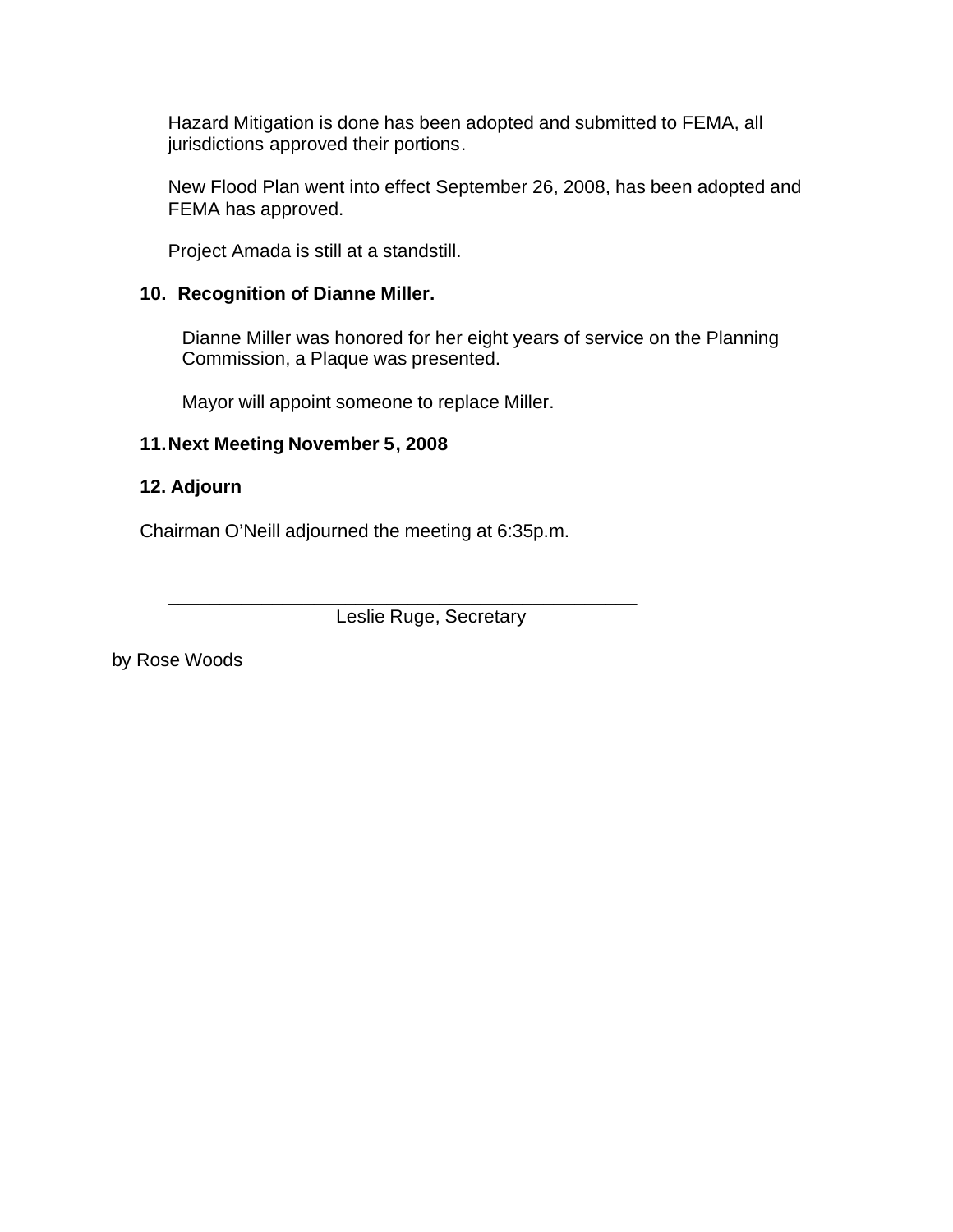Hazard Mitigation is done has been adopted and submitted to FEMA, all jurisdictions approved their portions.

New Flood Plan went into effect September 26, 2008, has been adopted and FEMA has approved.

Project Amada is still at a standstill.

**10. Recognition of Dianne Miller.**

Dianne Miller was honored for her eight years of service on the Planning Commission, a Plaque was presented.

Mayor will appoint someone to replace Miller.

**11. Next Meeting November 5, 2008**

**12. Adjourn**

Chairman O'Neill adjourned the meeting at 6:35p.m.

\_\_\_\_\_\_\_\_\_\_\_\_\_\_\_\_\_\_\_\_\_\_\_\_\_\_\_\_\_\_\_\_\_\_\_\_\_\_\_\_\_\_\_\_\_\_

Leslie Ruge, Secretary

by Rose Woods